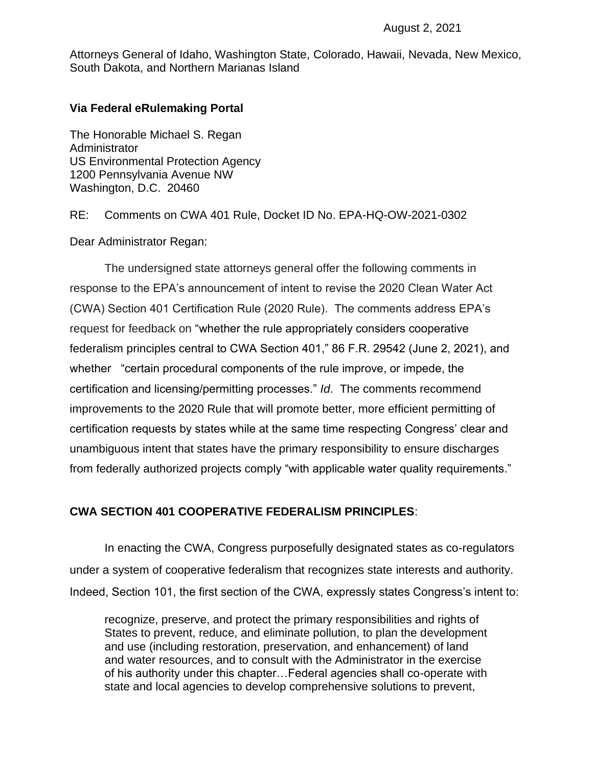August 2, 2021

Attorneys General of Idaho, Washington State, Colorado, Hawaii, Nevada, New Mexico, South Dakota, and Northern Marianas Island

**Via Federal eRulemaking Portal**

The Honorable Michael S. Regan
Administrator
US Environmental Protection Agency
1200 Pennsylvania Avenue NW
Washington, D.C. 20460

RE: Comments on CWA 401 Rule, Docket ID No. EPA-HQ-OW-2021-0302

Dear Administrator Regan:

The undersigned state attorneys general offer the following comments in response to the EPA's announcement of intent to revise the 2020 Clean Water Act (CWA) Section 401 Certification Rule (2020 Rule). The comments address EPA's request for feedback on "whether the rule appropriately considers cooperative federalism principles central to CWA Section 401," 86 F.R. 29542 (June 2, 2021), and whether "certain procedural components of the rule improve, or impede, the certification and licensing/permitting processes." *Id*. The comments recommend improvements to the 2020 Rule that will promote better, more efficient permitting of certification requests by states while at the same time respecting Congress' clear and unambiguous intent that states have the primary responsibility to ensure discharges from federally authorized projects comply "with applicable water quality requirements."

**CWA SECTION 401 COOPERATIVE FEDERALISM PRINCIPLES**:

In enacting the CWA, Congress purposefully designated states as co-regulators under a system of cooperative federalism that recognizes state interests and authority. Indeed, Section 101, the first section of the CWA, expressly states Congress's intent to:

> recognize, preserve, and protect the primary responsibilities and rights of States to prevent, reduce, and eliminate pollution, to plan the development and use (including restoration, preservation, and enhancement) of land and water resources, and to consult with the Administrator in the exercise of his authority under this chapter…Federal agencies shall co-operate with state and local agencies to develop comprehensive solutions to prevent,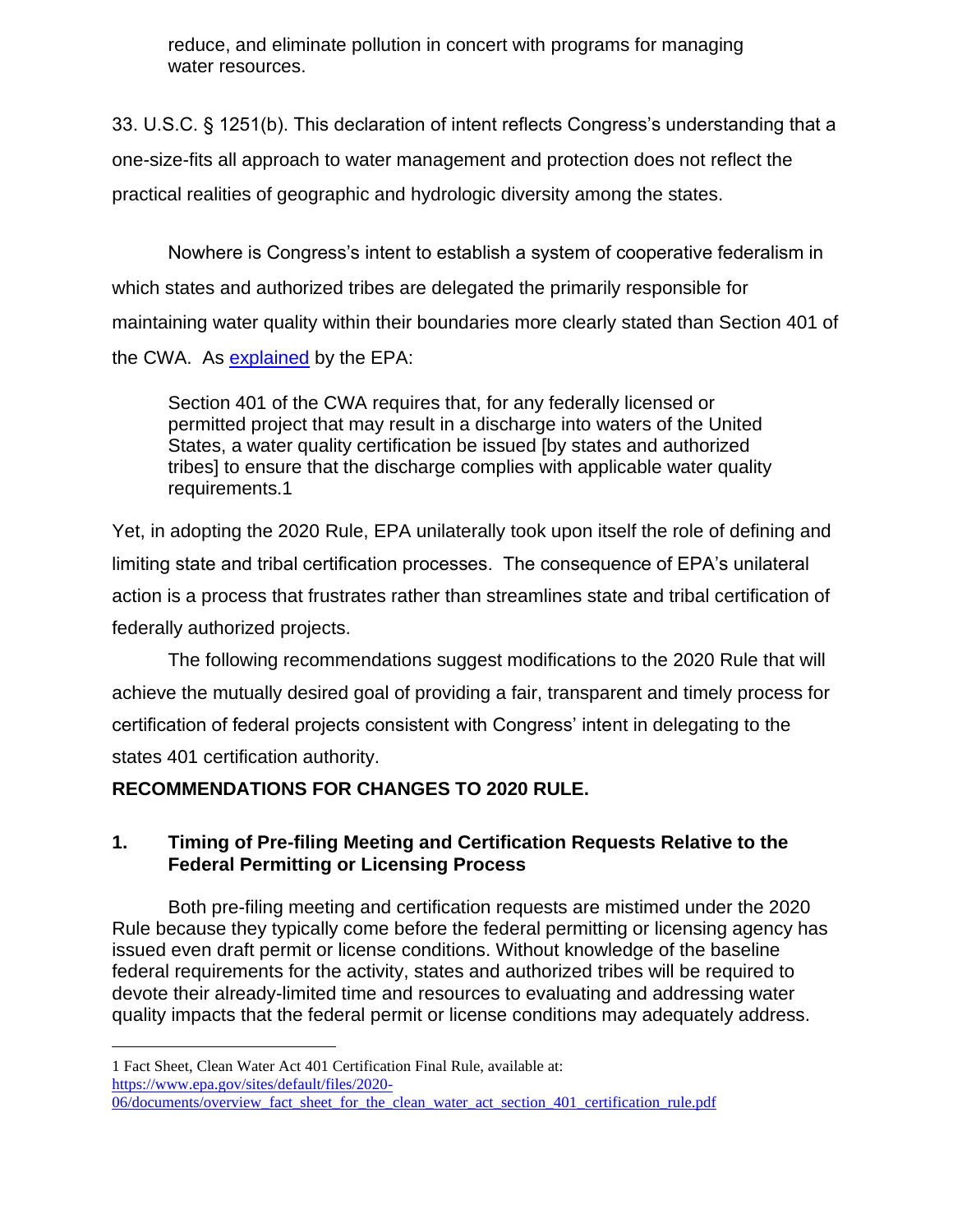> reduce, and eliminate pollution in concert with programs for managing water resources.

33. U.S.C. § 1251(b). This declaration of intent reflects Congress's understanding that a one-size-fits all approach to water management and protection does not reflect the practical realities of geographic and hydrologic diversity among the states.

Nowhere is Congress's intent to establish a system of cooperative federalism in which states and authorized tribes are delegated the primarily responsible for maintaining water quality within their boundaries more clearly stated than Section 401 of the CWA. As [explained](https://www.epa.gov/sites/default/files/2020-06/documents/overview_fact_sheet_for_the_clean_water_act_section_401_certification_rule.pdf) by the EPA:

> Section 401 of the CWA requires that, for any federally licensed or permitted project that may result in a discharge into waters of the United States, a water quality certification be issued [by states and authorized tribes] to ensure that the discharge complies with applicable water quality requirements.1

Yet, in adopting the 2020 Rule, EPA unilaterally took upon itself the role of defining and limiting state and tribal certification processes. The consequence of EPA's unilateral action is a process that frustrates rather than streamlines state and tribal certification of federally authorized projects.

The following recommendations suggest modifications to the 2020 Rule that will achieve the mutually desired goal of providing a fair, transparent and timely process for certification of federal projects consistent with Congress' intent in delegating to the states 401 certification authority.

**RECOMMENDATIONS FOR CHANGES TO 2020 RULE.**

### 1. Timing of Pre-filing Meeting and Certification Requests Relative to the Federal Permitting or Licensing Process

Both pre-filing meeting and certification requests are mistimed under the 2020 Rule because they typically come before the federal permitting or licensing agency has issued even draft permit or license conditions. Without knowledge of the baseline federal requirements for the activity, states and authorized tribes will be required to devote their already-limited time and resources to evaluating and addressing water quality impacts that the federal permit or license conditions may adequately address.

---

1 Fact Sheet, Clean Water Act 401 Certification Final Rule, available at: https://www.epa.gov/sites/default/files/2020-06/documents/overview_fact_sheet_for_the_clean_water_act_section_401_certification_rule.pdf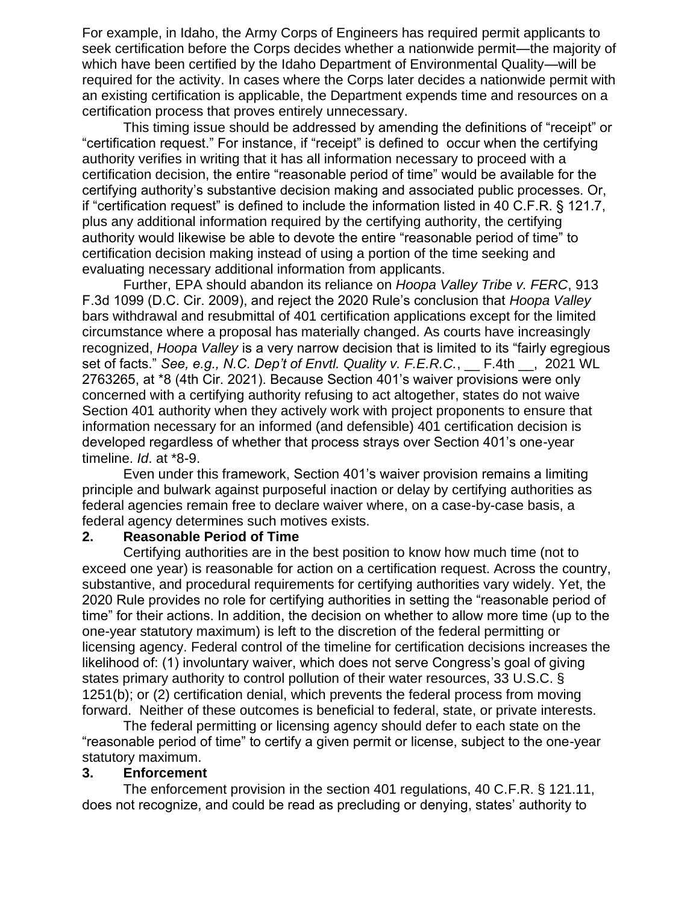For example, in Idaho, the Army Corps of Engineers has required permit applicants to seek certification before the Corps decides whether a nationwide permit—the majority of which have been certified by the Idaho Department of Environmental Quality—will be required for the activity. In cases where the Corps later decides a nationwide permit with an existing certification is applicable, the Department expends time and resources on a certification process that proves entirely unnecessary.

This timing issue should be addressed by amending the definitions of "receipt" or "certification request." For instance, if "receipt" is defined to occur when the certifying authority verifies in writing that it has all information necessary to proceed with a certification decision, the entire "reasonable period of time" would be available for the certifying authority's substantive decision making and associated public processes. Or, if "certification request" is defined to include the information listed in 40 C.F.R. § 121.7, plus any additional information required by the certifying authority, the certifying authority would likewise be able to devote the entire "reasonable period of time" to certification decision making instead of using a portion of the time seeking and evaluating necessary additional information from applicants.

Further, EPA should abandon its reliance on *Hoopa Valley Tribe v. FERC*, 913 F.3d 1099 (D.C. Cir. 2009), and reject the 2020 Rule's conclusion that *Hoopa Valley* bars withdrawal and resubmittal of 401 certification applications except for the limited circumstance where a proposal has materially changed. As courts have increasingly recognized, *Hoopa Valley* is a very narrow decision that is limited to its "fairly egregious set of facts." *See, e.g., N.C. Dep't of Envtl. Quality v. F.E.R.C.*, __ F.4th __, 2021 WL 2763265, at *8 (4th Cir. 2021). Because Section 401's waiver provisions were only concerned with a certifying authority refusing to act altogether, states do not waive Section 401 authority when they actively work with project proponents to ensure that information necessary for an informed (and defensible) 401 certification decision is developed regardless of whether that process strays over Section 401's one-year timeline. *Id*. at *8-9.

Even under this framework, Section 401's waiver provision remains a limiting principle and bulwark against purposeful inaction or delay by certifying authorities as federal agencies remain free to declare waiver where, on a case-by-case basis, a federal agency determines such motives exists.

## 2. Reasonable Period of Time

Certifying authorities are in the best position to know how much time (not to exceed one year) is reasonable for action on a certification request. Across the country, substantive, and procedural requirements for certifying authorities vary widely. Yet, the 2020 Rule provides no role for certifying authorities in setting the "reasonable period of time" for their actions. In addition, the decision on whether to allow more time (up to the one-year statutory maximum) is left to the discretion of the federal permitting or licensing agency. Federal control of the timeline for certification decisions increases the likelihood of: (1) involuntary waiver, which does not serve Congress's goal of giving states primary authority to control pollution of their water resources, 33 U.S.C. § 1251(b); or (2) certification denial, which prevents the federal process from moving forward. Neither of these outcomes is beneficial to federal, state, or private interests.

The federal permitting or licensing agency should defer to each state on the "reasonable period of time" to certify a given permit or license, subject to the one-year statutory maximum.

## 3. Enforcement

The enforcement provision in the section 401 regulations, 40 C.F.R. § 121.11, does not recognize, and could be read as precluding or denying, states' authority to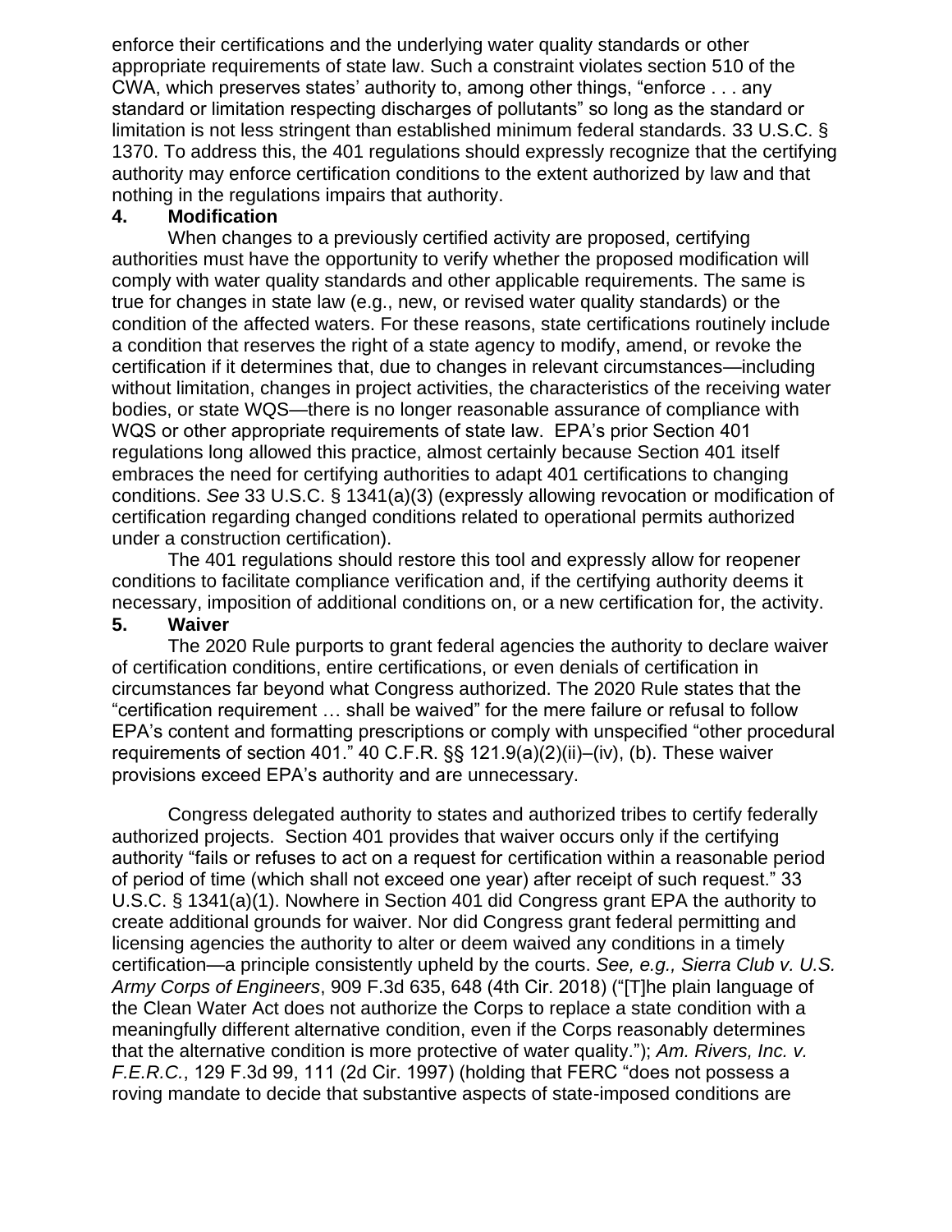enforce their certifications and the underlying water quality standards or other appropriate requirements of state law. Such a constraint violates section 510 of the CWA, which preserves states' authority to, among other things, "enforce . . . any standard or limitation respecting discharges of pollutants" so long as the standard or limitation is not less stringent than established minimum federal standards. 33 U.S.C. § 1370. To address this, the 401 regulations should expressly recognize that the certifying authority may enforce certification conditions to the extent authorized by law and that nothing in the regulations impairs that authority.

**4. Modification**

When changes to a previously certified activity are proposed, certifying authorities must have the opportunity to verify whether the proposed modification will comply with water quality standards and other applicable requirements. The same is true for changes in state law (e.g., new, or revised water quality standards) or the condition of the affected waters. For these reasons, state certifications routinely include a condition that reserves the right of a state agency to modify, amend, or revoke the certification if it determines that, due to changes in relevant circumstances—including without limitation, changes in project activities, the characteristics of the receiving water bodies, or state WQS—there is no longer reasonable assurance of compliance with WQS or other appropriate requirements of state law. EPA's prior Section 401 regulations long allowed this practice, almost certainly because Section 401 itself embraces the need for certifying authorities to adapt 401 certifications to changing conditions. *See* 33 U.S.C. § 1341(a)(3) (expressly allowing revocation or modification of certification regarding changed conditions related to operational permits authorized under a construction certification).

The 401 regulations should restore this tool and expressly allow for reopener conditions to facilitate compliance verification and, if the certifying authority deems it necessary, imposition of additional conditions on, or a new certification for, the activity.

**5. Waiver**

The 2020 Rule purports to grant federal agencies the authority to declare waiver of certification conditions, entire certifications, or even denials of certification in circumstances far beyond what Congress authorized. The 2020 Rule states that the "certification requirement … shall be waived" for the mere failure or refusal to follow EPA's content and formatting prescriptions or comply with unspecified "other procedural requirements of section 401." 40 C.F.R. §§ 121.9(a)(2)(ii)–(iv), (b). These waiver provisions exceed EPA's authority and are unnecessary.

Congress delegated authority to states and authorized tribes to certify federally authorized projects. Section 401 provides that waiver occurs only if the certifying authority "fails or refuses to act on a request for certification within a reasonable period of period of time (which shall not exceed one year) after receipt of such request." 33 U.S.C. § 1341(a)(1). Nowhere in Section 401 did Congress grant EPA the authority to create additional grounds for waiver. Nor did Congress grant federal permitting and licensing agencies the authority to alter or deem waived any conditions in a timely certification—a principle consistently upheld by the courts. *See, e.g., Sierra Club v. U.S. Army Corps of Engineers*, 909 F.3d 635, 648 (4th Cir. 2018) ("[T]he plain language of the Clean Water Act does not authorize the Corps to replace a state condition with a meaningfully different alternative condition, even if the Corps reasonably determines that the alternative condition is more protective of water quality."); *Am. Rivers, Inc. v. F.E.R.C.*, 129 F.3d 99, 111 (2d Cir. 1997) (holding that FERC "does not possess a roving mandate to decide that substantive aspects of state-imposed conditions are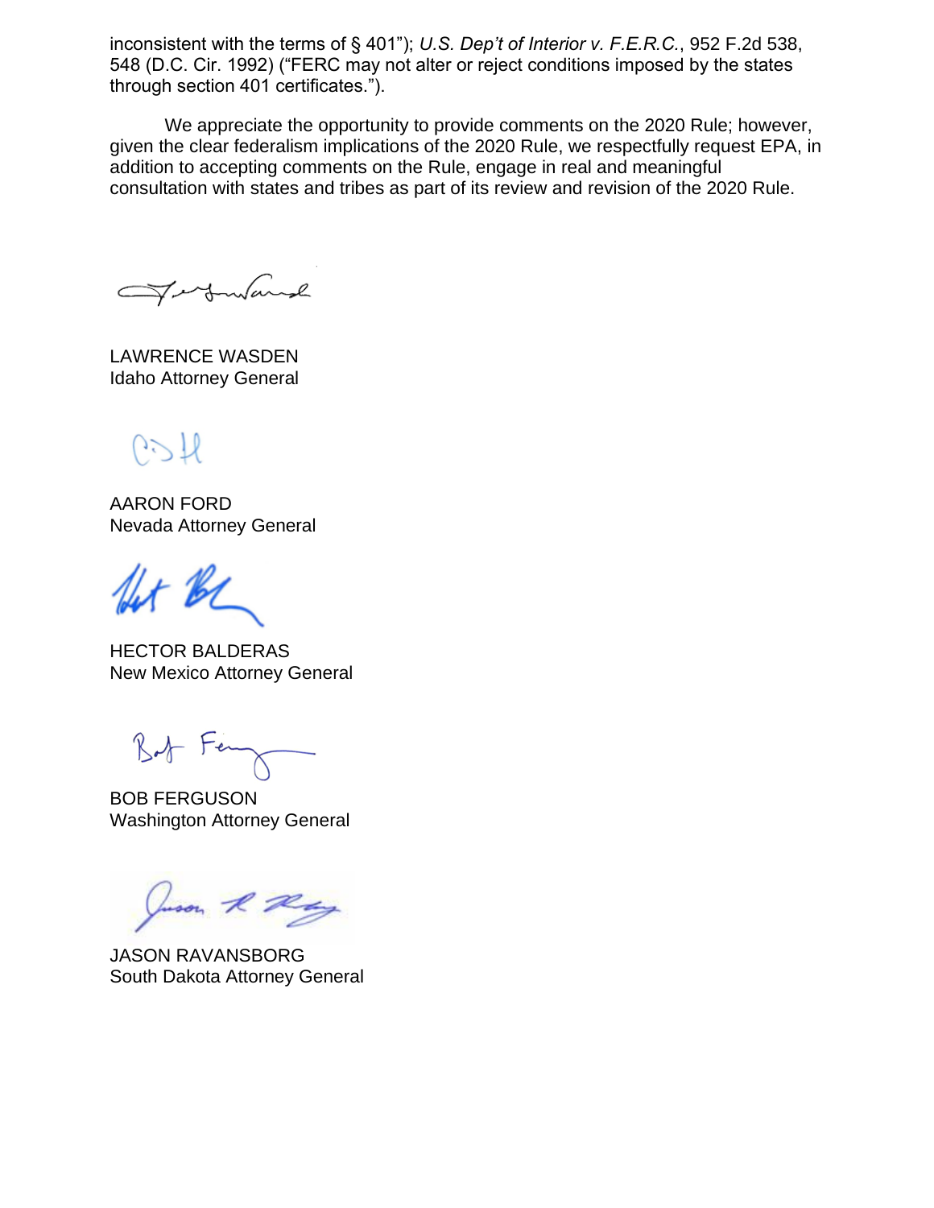inconsistent with the terms of § 401"); *U.S. Dep't of Interior v. F.E.R.C.*, 952 F.2d 538, 548 (D.C. Cir. 1992) ("FERC may not alter or reject conditions imposed by the states through section 401 certificates.").

We appreciate the opportunity to provide comments on the 2020 Rule; however, given the clear federalism implications of the 2020 Rule, we respectfully request EPA, in addition to accepting comments on the Rule, engage in real and meaningful consultation with states and tribes as part of its review and revision of the 2020 Rule.

LAWRENCE WASDEN
Idaho Attorney General

AARON FORD
Nevada Attorney General

HECTOR BALDERAS
New Mexico Attorney General

BOB FERGUSON
Washington Attorney General

JASON RAVANSBORG
South Dakota Attorney General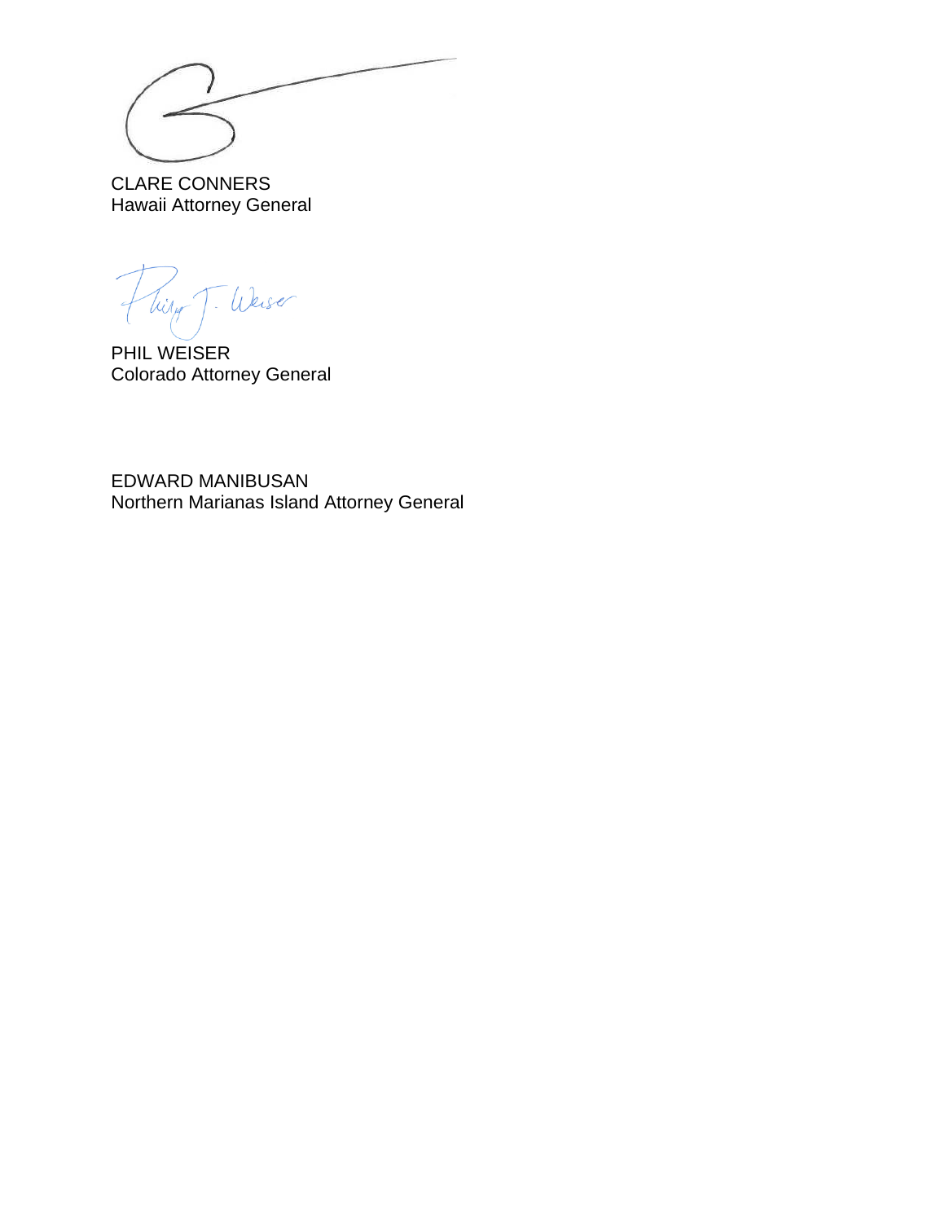CLARE CONNERS
Hawaii Attorney General

PHIL WEISER
Colorado Attorney General

EDWARD MANIBUSAN
Northern Marianas Island Attorney General